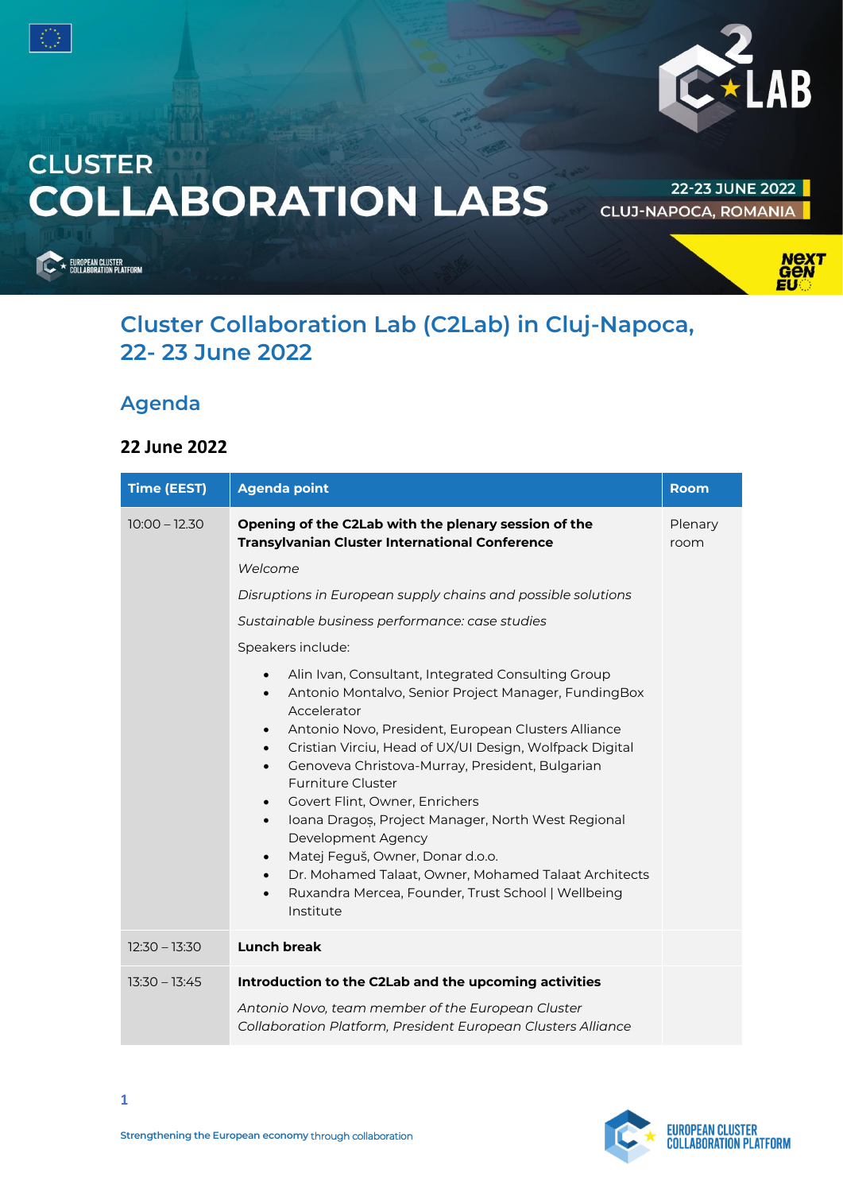CLUSTER
COLLABORATION LABS

22-23 JUNE 2022
CLUJ-NAPOCA, ROMANIA

# Cluster Collaboration Lab (C2Lab) in Cluj-Napoca, 22- 23 June 2022

## Agenda

### 22 June 2022

| Time (EEST) | Agenda point | Room |
|---|---|---|
| 10:00 – 12.30 | **Opening of the C2Lab with the plenary session of the Transylvanian Cluster International Conference**<br>*Welcome*<br>*Disruptions in European supply chains and possible solutions*<br>*Sustainable business performance: case studies*<br>Speakers include:<br>• Alin Ivan, Consultant, Integrated Consulting Group<br>• Antonio Montalvo, Senior Project Manager, FundingBox Accelerator<br>• Antonio Novo, President, European Clusters Alliance<br>• Cristian Virciu, Head of UX/UI Design, Wolfpack Digital<br>• Genoveva Christova-Murray, President, Bulgarian Furniture Cluster<br>• Govert Flint, Owner, Enrichers<br>• Ioana Dragoș, Project Manager, North West Regional Development Agency<br>• Matej Feguš, Owner, Donar d.o.o.<br>• Dr. Mohamed Talaat, Owner, Mohamed Talaat Architects<br>• Ruxandra Mercea, Founder, Trust School \| Wellbeing Institute | Plenary room |
| 12:30 – 13:30 | **Lunch break** | |
| 13:30 – 13:45 | **Introduction to the C2Lab and the upcoming activities**<br>*Antonio Novo, team member of the European Cluster Collaboration Platform, President European Clusters Alliance* | |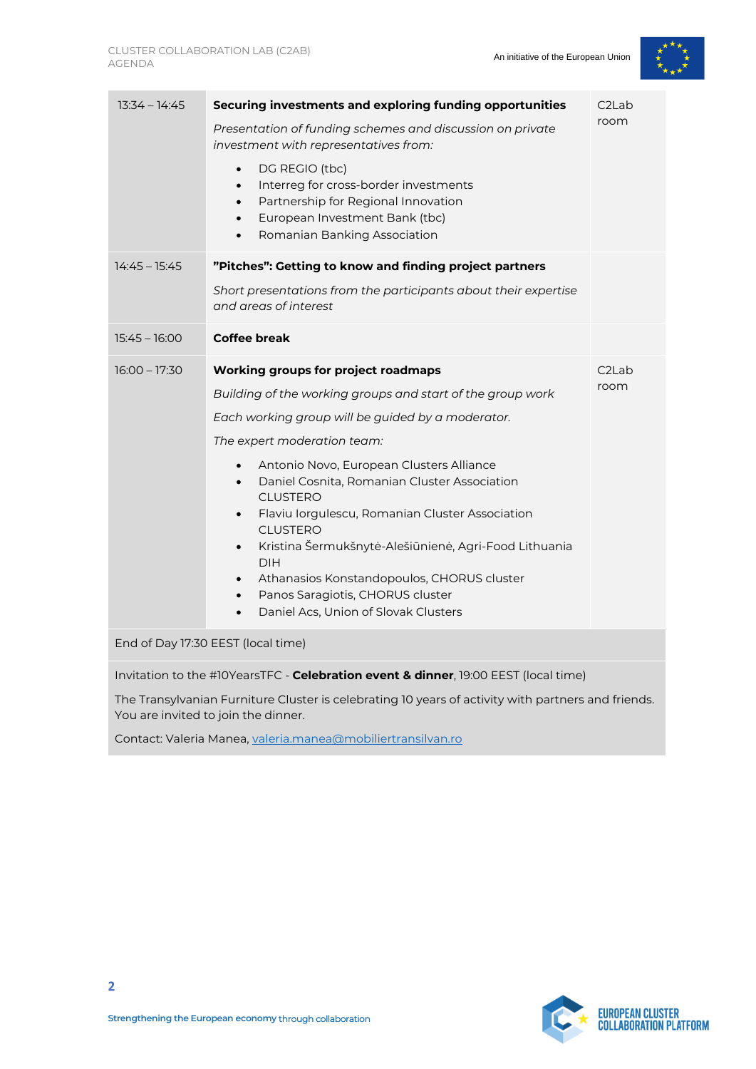| | | |
|---|---|---|
| 13:34 – 14:45 | **Securing investments and exploring funding opportunities**<br><br>*Presentation of funding schemes and discussion on private investment with representatives from:*<br><br>• DG REGIO (tbc)<br>• Interreg for cross-border investments<br>• Partnership for Regional Innovation<br>• European Investment Bank (tbc)<br>• Romanian Banking Association | C2Lab room |
| 14:45 – 15:45 | **"Pitches": Getting to know and finding project partners**<br><br>*Short presentations from the participants about their expertise and areas of interest* | |
| 15:45 – 16:00 | **Coffee break** | |
| 16:00 – 17:30 | **Working groups for project roadmaps**<br><br>*Building of the working groups and start of the group work*<br><br>*Each working group will be guided by a moderator.*<br><br>*The expert moderation team:*<br><br>• Antonio Novo, European Clusters Alliance<br>• Daniel Cosnita, Romanian Cluster Association CLUSTERO<br>• Flaviu Iorgulescu, Romanian Cluster Association CLUSTERO<br>• Kristina Šermukšnytė-Alešiūnienė, Agri-Food Lithuania DIH<br>• Athanasios Konstandopoulos, CHORUS cluster<br>• Panos Saragiotis, CHORUS cluster<br>• Daniel Acs, Union of Slovak Clusters | C2Lab room |
| End of Day 17:30 EEST (local time) | | |

Invitation to the #10YearsTFC - **Celebration event & dinner**, 19:00 EEST (local time)

The Transylvanian Furniture Cluster is celebrating 10 years of activity with partners and friends. You are invited to join the dinner.

Contact: Valeria Manea, valeria.manea@mobiliertransilvan.ro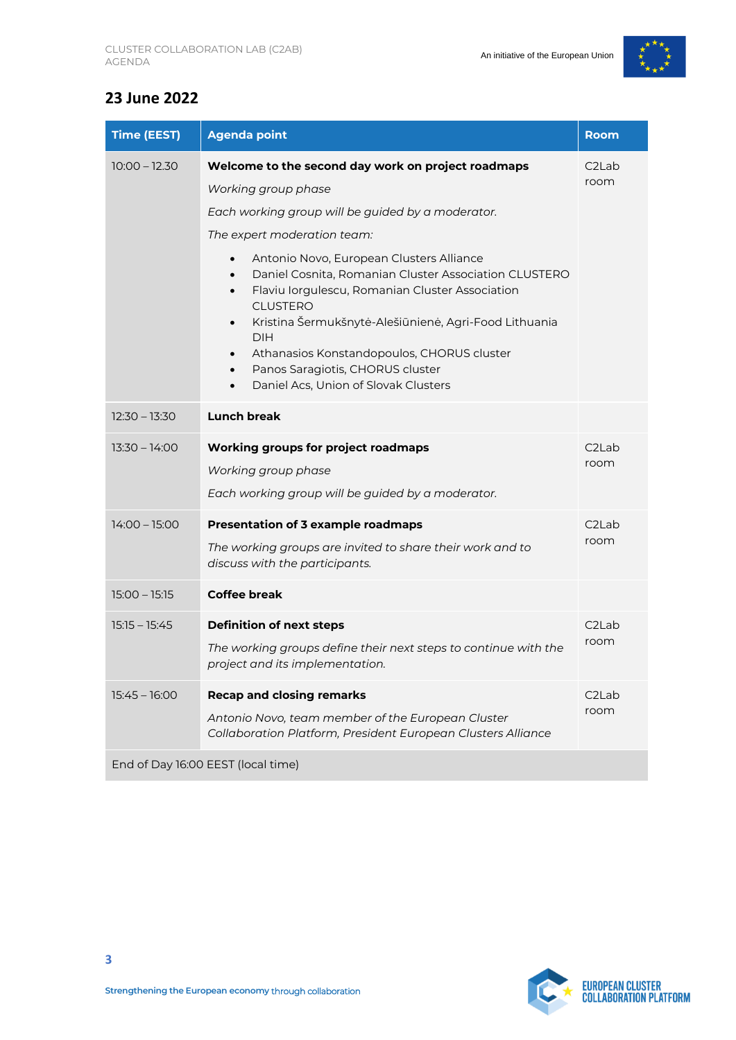## 23 June 2022

| Time (EEST) | Agenda point | Room |
|---|---|---|
| 10:00 – 12.30 | **Welcome to the second day work on project roadmaps**<br>*Working group phase*<br>*Each working group will be guided by a moderator.*<br>*The expert moderation team:*<br>• Antonio Novo, European Clusters Alliance<br>• Daniel Cosnita, Romanian Cluster Association CLUSTERO<br>• Flaviu Iorgulescu, Romanian Cluster Association CLUSTERO<br>• Kristina Šermukšnytė-Alešiūnienė, Agri-Food Lithuania DIH<br>• Athanasios Konstandopoulos, CHORUS cluster<br>• Panos Saragiotis, CHORUS cluster<br>• Daniel Acs, Union of Slovak Clusters | C2Lab room |
| 12:30 – 13:30 | **Lunch break** | |
| 13:30 – 14:00 | **Working groups for project roadmaps**<br>*Working group phase*<br>*Each working group will be guided by a moderator.* | C2Lab room |
| 14:00 – 15:00 | **Presentation of 3 example roadmaps**<br>*The working groups are invited to share their work and to discuss with the participants.* | C2Lab room |
| 15:00 – 15:15 | **Coffee break** | |
| 15:15 – 15:45 | **Definition of next steps**<br>*The working groups define their next steps to continue with the project and its implementation.* | C2Lab room |
| 15:45 – 16:00 | **Recap and closing remarks**<br>*Antonio Novo, team member of the European Cluster Collaboration Platform, President European Clusters Alliance* | C2Lab room |
| End of Day 16:00 EEST (local time) | | |